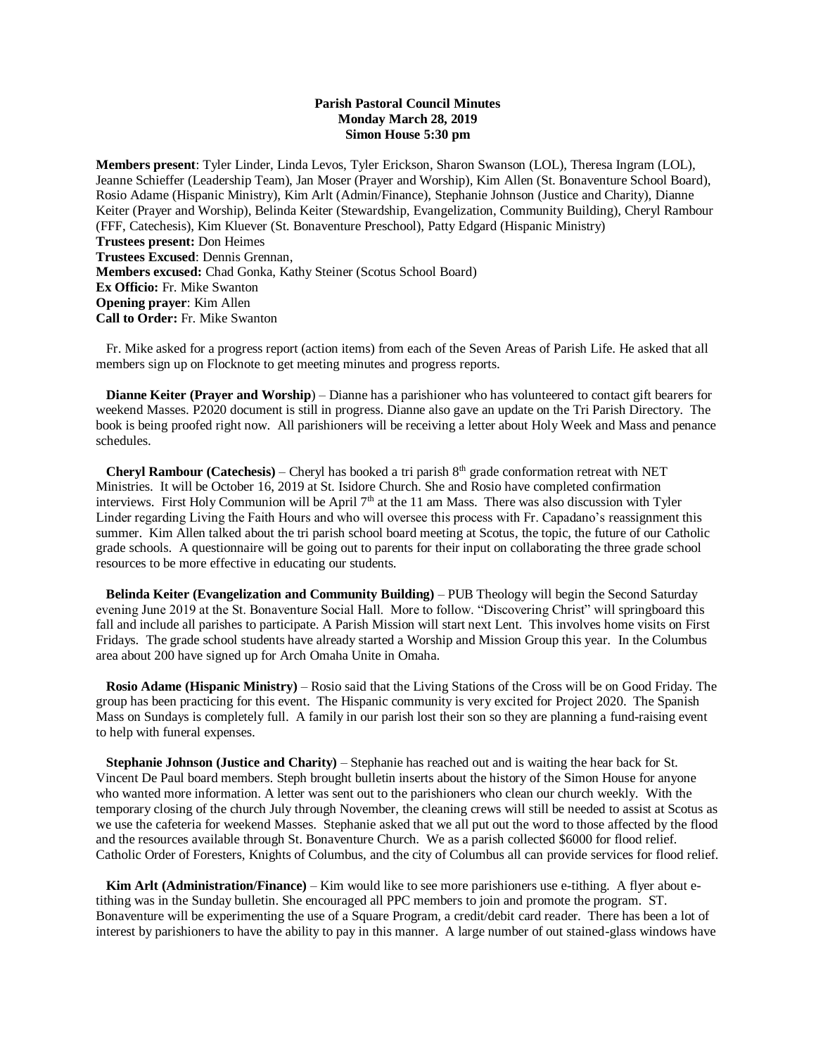**Parish Pastoral Council Minutes**
**Monday March 28, 2019**
**Simon House 5:30 pm**

**Members present**: Tyler Linder, Linda Levos, Tyler Erickson, Sharon Swanson (LOL), Theresa Ingram (LOL), Jeanne Schieffer (Leadership Team), Jan Moser (Prayer and Worship), Kim Allen (St. Bonaventure School Board), Rosio Adame (Hispanic Ministry), Kim Arlt (Admin/Finance), Stephanie Johnson (Justice and Charity), Dianne Keiter (Prayer and Worship), Belinda Keiter (Stewardship, Evangelization, Community Building), Cheryl Rambour (FFF, Catechesis), Kim Kluever (St. Bonaventure Preschool), Patty Edgard (Hispanic Ministry)
**Trustees present:** Don Heimes
**Trustees Excused**: Dennis Grennan,
**Members excused:** Chad Gonka, Kathy Steiner (Scotus School Board)
**Ex Officio:** Fr. Mike Swanton
**Opening prayer**: Kim Allen
**Call to Order:** Fr. Mike Swanton

Fr. Mike asked for a progress report (action items) from each of the Seven Areas of Parish Life. He asked that all members sign up on Flocknote to get meeting minutes and progress reports.

**Dianne Keiter (Prayer and Worship**) – Dianne has a parishioner who has volunteered to contact gift bearers for weekend Masses. P2020 document is still in progress. Dianne also gave an update on the Tri Parish Directory. The book is being proofed right now. All parishioners will be receiving a letter about Holy Week and Mass and penance schedules.

**Cheryl Rambour (Catechesis)** – Cheryl has booked a tri parish 8th grade conformation retreat with NET Ministries. It will be October 16, 2019 at St. Isidore Church. She and Rosio have completed confirmation interviews. First Holy Communion will be April 7th at the 11 am Mass. There was also discussion with Tyler Linder regarding Living the Faith Hours and who will oversee this process with Fr. Capadano's reassignment this summer. Kim Allen talked about the tri parish school board meeting at Scotus, the topic, the future of our Catholic grade schools. A questionnaire will be going out to parents for their input on collaborating the three grade school resources to be more effective in educating our students.

**Belinda Keiter (Evangelization and Community Building)** – PUB Theology will begin the Second Saturday evening June 2019 at the St. Bonaventure Social Hall. More to follow. "Discovering Christ" will springboard this fall and include all parishes to participate. A Parish Mission will start next Lent. This involves home visits on First Fridays. The grade school students have already started a Worship and Mission Group this year. In the Columbus area about 200 have signed up for Arch Omaha Unite in Omaha.

**Rosio Adame (Hispanic Ministry)** – Rosio said that the Living Stations of the Cross will be on Good Friday. The group has been practicing for this event. The Hispanic community is very excited for Project 2020. The Spanish Mass on Sundays is completely full. A family in our parish lost their son so they are planning a fund-raising event to help with funeral expenses.

**Stephanie Johnson (Justice and Charity)** – Stephanie has reached out and is waiting the hear back for St. Vincent De Paul board members. Steph brought bulletin inserts about the history of the Simon House for anyone who wanted more information. A letter was sent out to the parishioners who clean our church weekly. With the temporary closing of the church July through November, the cleaning crews will still be needed to assist at Scotus as we use the cafeteria for weekend Masses. Stephanie asked that we all put out the word to those affected by the flood and the resources available through St. Bonaventure Church. We as a parish collected $6000 for flood relief. Catholic Order of Foresters, Knights of Columbus, and the city of Columbus all can provide services for flood relief.

**Kim Arlt (Administration/Finance)** – Kim would like to see more parishioners use e-tithing. A flyer about e-tithing was in the Sunday bulletin. She encouraged all PPC members to join and promote the program. ST. Bonaventure will be experimenting the use of a Square Program, a credit/debit card reader. There has been a lot of interest by parishioners to have the ability to pay in this manner. A large number of out stained-glass windows have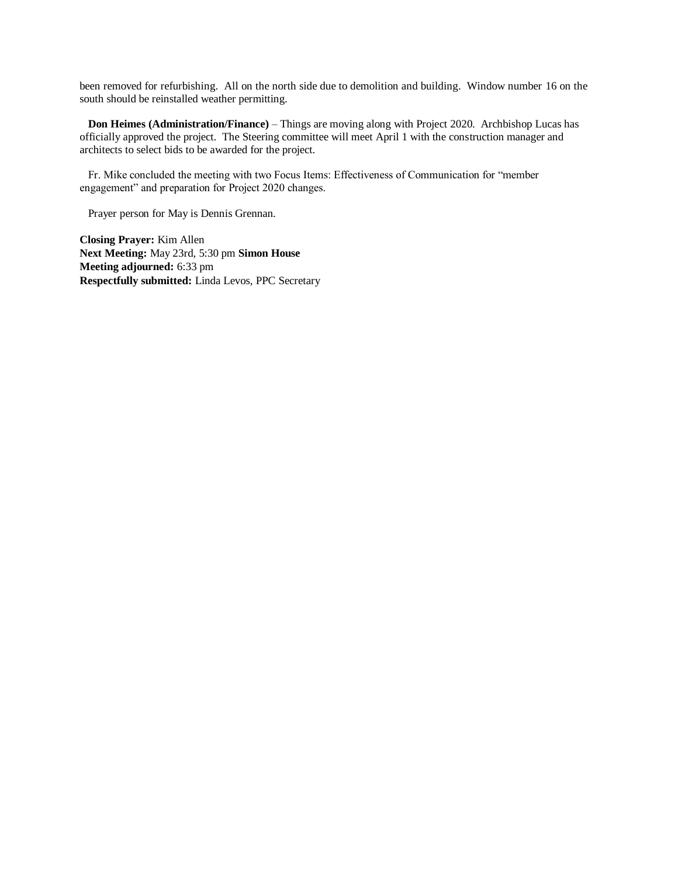been removed for refurbishing. All on the north side due to demolition and building. Window number 16 on the south should be reinstalled weather permitting.

**Don Heimes (Administration/Finance)** – Things are moving along with Project 2020. Archbishop Lucas has officially approved the project. The Steering committee will meet April 1 with the construction manager and architects to select bids to be awarded for the project.

Fr. Mike concluded the meeting with two Focus Items: Effectiveness of Communication for "member engagement" and preparation for Project 2020 changes.

Prayer person for May is Dennis Grennan.

**Closing Prayer:** Kim Allen  
**Next Meeting:** May 23rd, 5:30 pm **Simon House**  
**Meeting adjourned:** 6:33 pm  
**Respectfully submitted:** Linda Levos, PPC Secretary